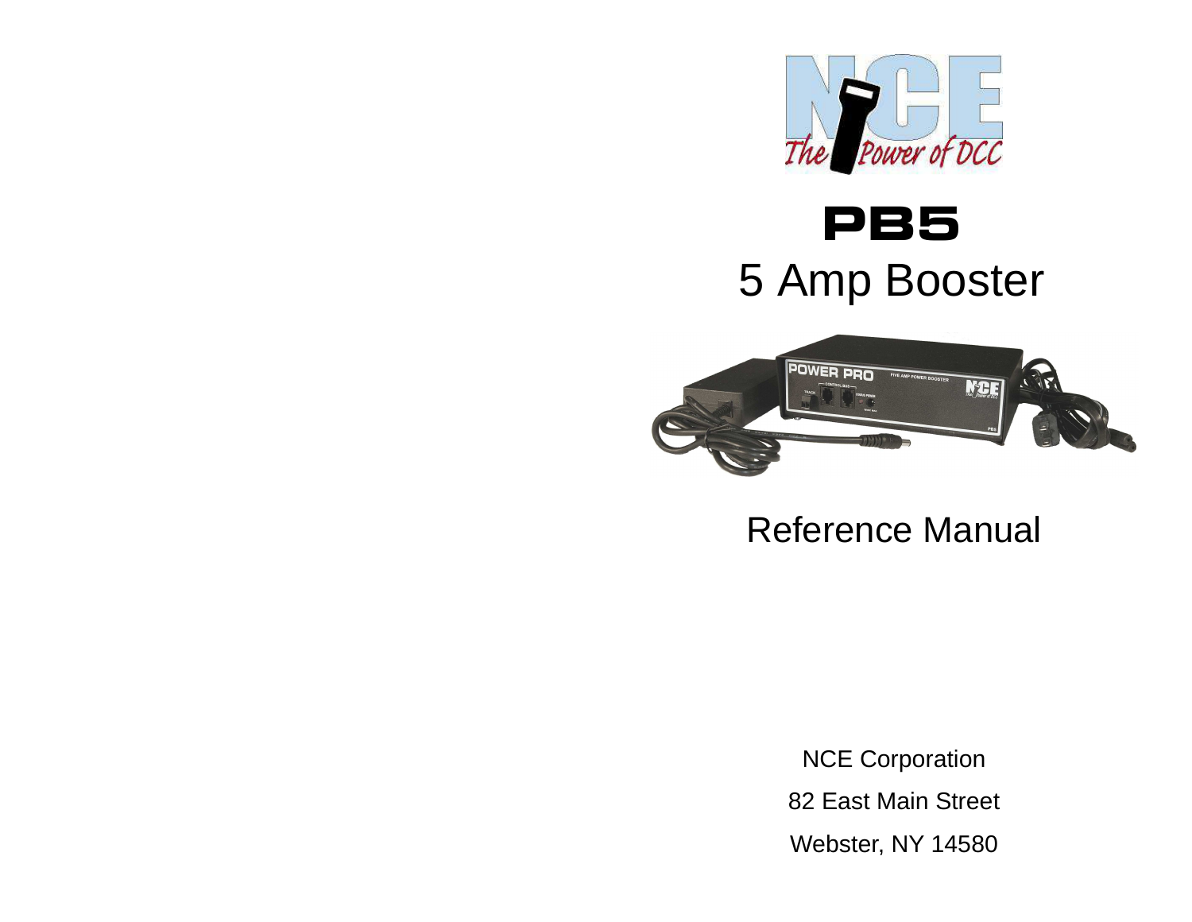# PB5

## 5 Amp Booster

Reference Manual

NCE Corporation

82 East Main Street

Webster, NY 14580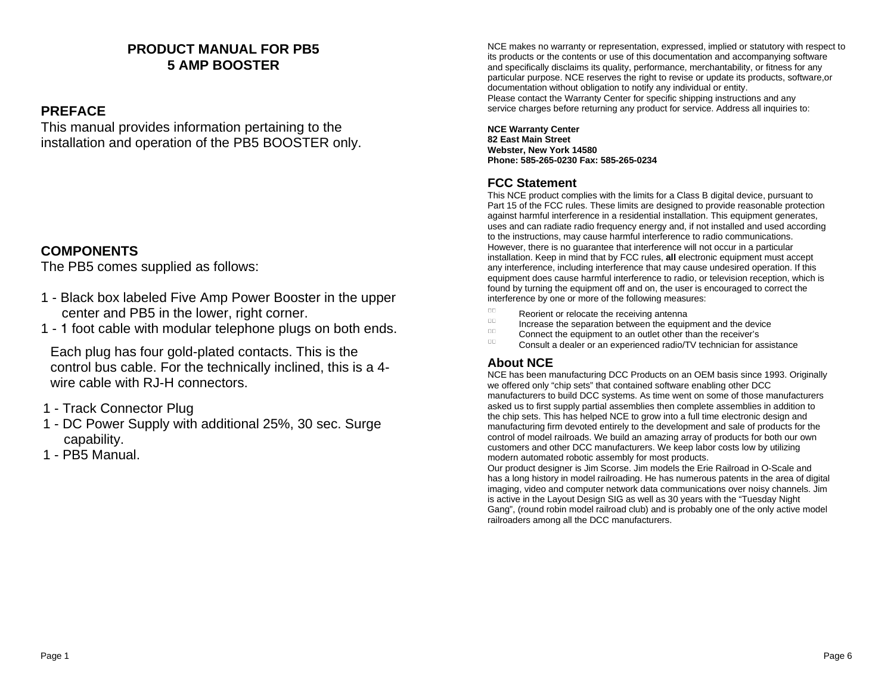# PRODUCT MANUAL FOR PB5
# 5 AMP BOOSTER

## PREFACE

This manual provides information pertaining to the installation and operation of the PB5 BOOSTER only.

## COMPONENTS

The PB5 comes supplied as follows:

1 - Black box labeled Five Amp Power Booster in the upper center and PB5 in the lower, right corner.
1 - 1 foot cable with modular telephone plugs on both ends.

Each plug has four gold-plated contacts. This is the control bus cable. For the technically inclined, this is a 4-wire cable with RJ-H connectors.

1 - Track Connector Plug
1 - DC Power Supply with additional 25%, 30 sec. Surge capability.
1 - PB5 Manual.

NCE makes no warranty or representation, expressed, implied or statutory with respect to its products or the contents or use of this documentation and accompanying software and specifically disclaims its quality, performance, merchantability, or fitness for any particular purpose. NCE reserves the right to revise or update its products, software,or documentation without obligation to notify any individual or entity.
Please contact the Warranty Center for specific shipping instructions and any service charges before returning any product for service. Address all inquiries to:

**NCE Warranty Center**
**82 East Main Street**
**Webster, New York 14580**
**Phone: 585-265-0230 Fax: 585-265-0234**

## FCC Statement

This NCE product complies with the limits for a Class B digital device, pursuant to Part 15 of the FCC rules. These limits are designed to provide reasonable protection against harmful interference in a residential installation. This equipment generates, uses and can radiate radio frequency energy and, if not installed and used according to the instructions, may cause harmful interference to radio communications. However, there is no guarantee that interference will not occur in a particular installation. Keep in mind that by FCC rules, **all** electronic equipment must accept any interference, including interference that may cause undesired operation. If this equipment does cause harmful interference to radio, or television reception, which is found by turning the equipment off and on, the user is encouraged to correct the interference by one or more of the following measures:

- Reorient or relocate the receiving antenna
- Increase the separation between the equipment and the device
- Connect the equipment to an outlet other than the receiver's
- Consult a dealer or an experienced radio/TV technician for assistance

## About NCE

NCE has been manufacturing DCC Products on an OEM basis since 1993. Originally we offered only "chip sets" that contained software enabling other DCC manufacturers to build DCC systems. As time went on some of those manufacturers asked us to first supply partial assemblies then complete assemblies in addition to the chip sets. This has helped NCE to grow into a full time electronic design and manufacturing firm devoted entirely to the development and sale of products for the control of model railroads. We build an amazing array of products for both our own customers and other DCC manufacturers. We keep labor costs low by utilizing modern automated robotic assembly for most products.
Our product designer is Jim Scorse. Jim models the Erie Railroad in O-Scale and has a long history in model railroading. He has numerous patents in the area of digital imaging, video and computer network data communications over noisy channels. Jim is active in the Layout Design SIG as well as 30 years with the "Tuesday Night Gang", (round robin model railroad club) and is probably one of the only active model railroaders among all the DCC manufacturers.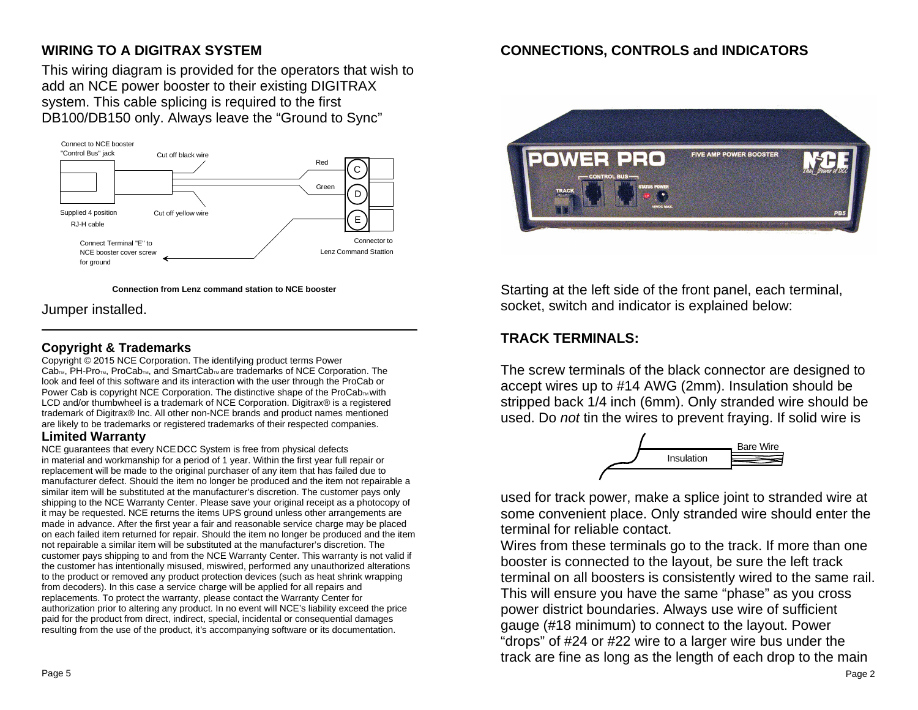## WIRING TO A DIGITRAX SYSTEM

This wiring diagram is provided for the operators that wish to add an NCE power booster to their existing DIGITRAX system. This cable splicing is required to the first DB100/DB150 only. Always leave the “Ground to Sync”

Connect to NCE booster "Control Bus" jack

Cut off black wire

Red

Green

C

D

E

Supplied 4 position RJ-H cable

Cut off yellow wire

Connect Terminal "E" to NCE booster cover screw for ground

Connector to Lenz Command Stattion

**Connection from Lenz command station to NCE booster**

Jumper installed.

---

### Copyright & Trademarks

Copyright © 2015 NCE Corporation. The identifying product terms Power Cab™, PH-Pro™, ProCab™, and SmartCab™ are trademarks of NCE Corporation. The look and feel of this software and its interaction with the user through the ProCab or Power Cab is copyright NCE Corporation. The distinctive shape of the ProCab™ with LCD and/or thumbwheel is a trademark of NCE Corporation. Digitrax® is a registered trademark of Digitrax® Inc. All other non-NCE brands and product names mentioned are likely to be trademarks or registered trademarks of their respected companies.

### Limited Warranty

NCE guarantees that every NCE DCC System is free from physical defects in material and workmanship for a period of 1 year. Within the first year full repair or replacement will be made to the original purchaser of any item that has failed due to manufacturer defect. Should the item no longer be produced and the item not repairable a similar item will be substituted at the manufacturer’s discretion. The customer pays only shipping to the NCE Warranty Center. Please save your original receipt as a photocopy of it may be requested. NCE returns the items UPS ground unless other arrangements are made in advance. After the first year a fair and reasonable service charge may be placed on each failed item returned for repair. Should the item no longer be produced and the item not repairable a similar item will be substituted at the manufacturer’s discretion. The customer pays shipping to and from the NCE Warranty Center. This warranty is not valid if the customer has intentionally misused, miswired, performed any unauthorized alterations to the product or removed any product protection devices (such as heat shrink wrapping from decoders). In this case a service charge will be applied for all repairs and replacements. To protect the warranty, please contact the Warranty Center for authorization prior to altering any product. In no event will NCE’s liability exceed the price paid for the product from direct, indirect, special, incidental or consequential damages resulting from the use of the product, it’s accompanying software or its documentation.

## CONNECTIONS, CONTROLS and INDICATORS

Starting at the left side of the front panel, each terminal, socket, switch and indicator is explained below:

### TRACK TERMINALS:

The screw terminals of the black connector are designed to accept wires up to #14 AWG (2mm). Insulation should be stripped back 1/4 inch (6mm). Only stranded wire should be used. Do *not* tin the wires to prevent fraying. If solid wire is

Insulation

Bare Wire

used for track power, make a splice joint to stranded wire at some convenient place. Only stranded wire should enter the terminal for reliable contact.

Wires from these terminals go to the track. If more than one booster is connected to the layout, be sure the left track terminal on all boosters is consistently wired to the same rail. This will ensure you have the same “phase” as you cross power district boundaries. Always use wire of sufficient gauge (#18 minimum) to connect to the layout. Power “drops” of #24 or #22 wire to a larger wire bus under the track are fine as long as the length of each drop to the main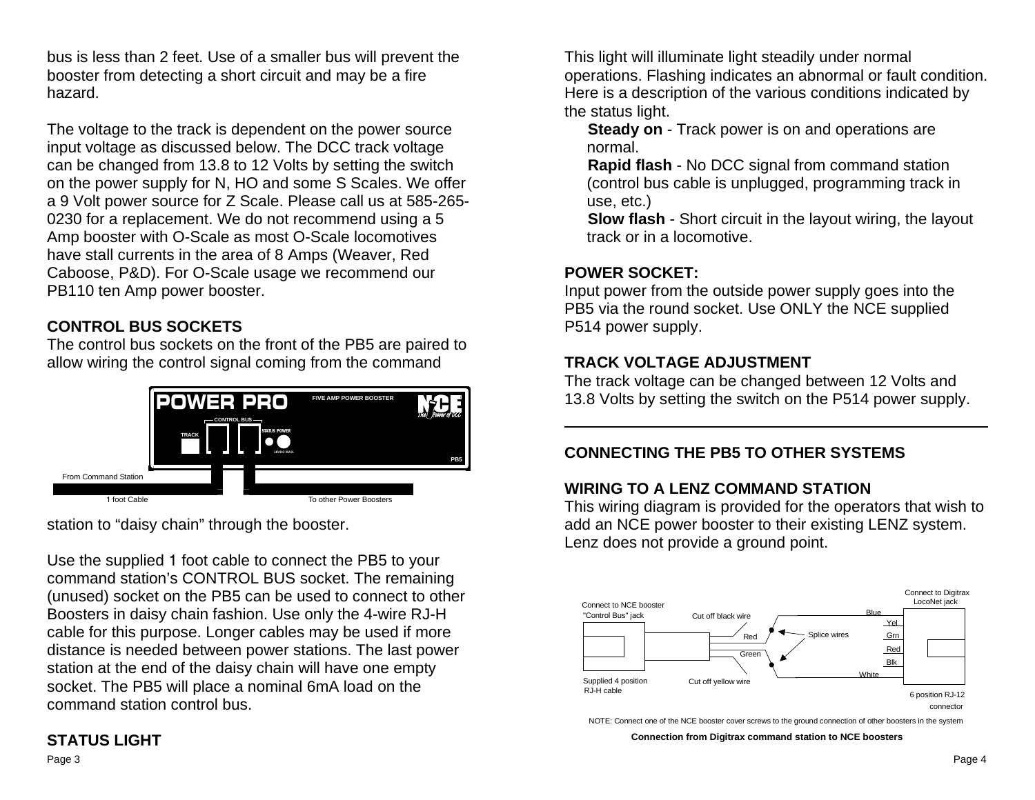bus is less than 2 feet. Use of a smaller bus will prevent the booster from detecting a short circuit and may be a fire hazard.

The voltage to the track is dependent on the power source input voltage as discussed below. The DCC track voltage can be changed from 13.8 to 12 Volts by setting the switch on the power supply for N, HO and some S Scales. We offer a 9 Volt power source for Z Scale. Please call us at 585-265-0230 for a replacement. We do not recommend using a 5 Amp booster with O-Scale as most O-Scale locomotives have stall currents in the area of 8 Amps (Weaver, Red Caboose, P&D). For O-Scale usage we recommend our PB110 ten Amp power booster.

## CONTROL BUS SOCKETS

The control bus sockets on the front of the PB5 are paired to allow wiring the control signal coming from the command station to "daisy chain" through the booster.

POWER PRO
FIVE AMP POWER BOOSTER
NCE
CONTROL BUS
TRACK
STATUS POWER
18VDC MAX.
PB5
From Command Station
1 foot Cable
To other Power Boosters

Use the supplied 1 foot cable to connect the PB5 to your command station's CONTROL BUS socket. The remaining (unused) socket on the PB5 can be used to connect to other Boosters in daisy chain fashion. Use only the 4-wire RJ-H cable for this purpose. Longer cables may be used if more distance is needed between power stations. The last power station at the end of the daisy chain will have one empty socket. The PB5 will place a nominal 6mA load on the command station control bus.

## STATUS LIGHT

This light will illuminate light steadily under normal operations. Flashing indicates an abnormal or fault condition. Here is a description of the various conditions indicated by the status light.

**Steady on** - Track power is on and operations are normal.

**Rapid flash** - No DCC signal from command station (control bus cable is unplugged, programming track in use, etc.)

**Slow flash** - Short circuit in the layout wiring, the layout track or in a locomotive.

## POWER SOCKET:

Input power from the outside power supply goes into the PB5 via the round socket. Use ONLY the NCE supplied P514 power supply.

## TRACK VOLTAGE ADJUSTMENT

The track voltage can be changed between 12 Volts and 13.8 Volts by setting the switch on the P514 power supply.

---

## CONNECTING THE PB5 TO OTHER SYSTEMS

## WIRING TO A LENZ COMMAND STATION

This wiring diagram is provided for the operators that wish to add an NCE power booster to their existing LENZ system. Lenz does not provide a ground point.

Connect to NCE booster "Control Bus" jack
Cut off black wire
Red
Green
Cut off yellow wire
Splice wires
Supplied 4 position RJ-H cable
Connect to Digitrax LocoNet jack
Blue
Yel
Grn
Red
Blk
White
6 position RJ-12 connector

NOTE: Connect one of the NCE booster cover screws to the ground connection of other boosters in the system

**Connection from Digitrax command station to NCE boosters**